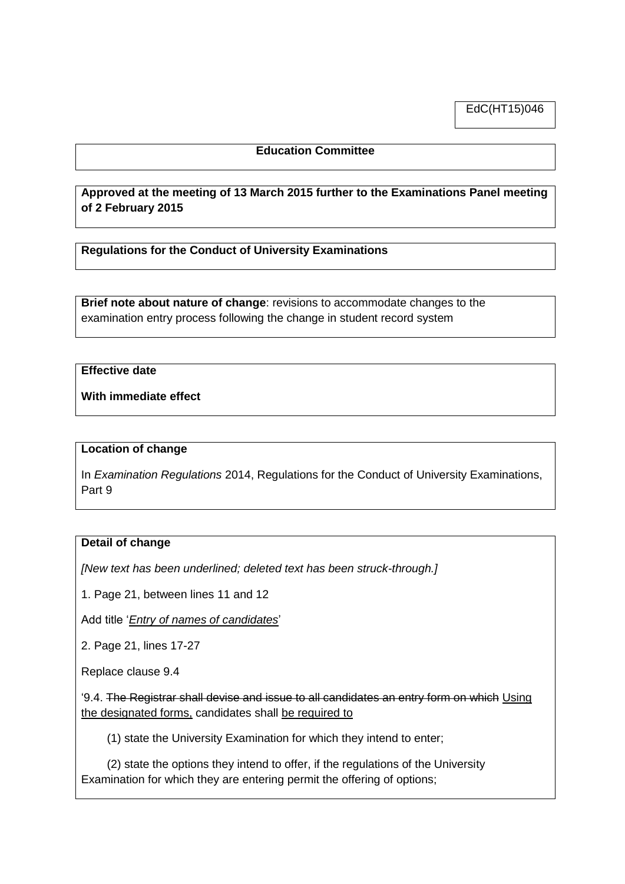EdC(HT15)046

**Education Committee**

**Approved at the meeting of 13 March 2015 further to the Examinations Panel meeting of 2 February 2015**

**Regulations for the Conduct of University Examinations**

**Brief note about nature of change**: revisions to accommodate changes to the examination entry process following the change in student record system

**Effective date**

**With immediate effect**

**Location of change**

In *Examination Regulations* 2014, Regulations for the Conduct of University Examinations, Part 9

**Detail of change**

*[New text has been underlined; deleted text has been struck-through.]*

1. Page 21, between lines 11 and 12

Add title '<u>*Entry of names of candidates*</u>'

2. Page 21, lines 17-27

Replace clause 9.4

'9.4. ~~The Registrar shall devise and issue to all candidates an entry form on which~~ <u>Using the designated forms,</u> candidates shall <u>be required to</u>

(1) state the University Examination for which they intend to enter;

(2) state the options they intend to offer, if the regulations of the University Examination for which they are entering permit the offering of options;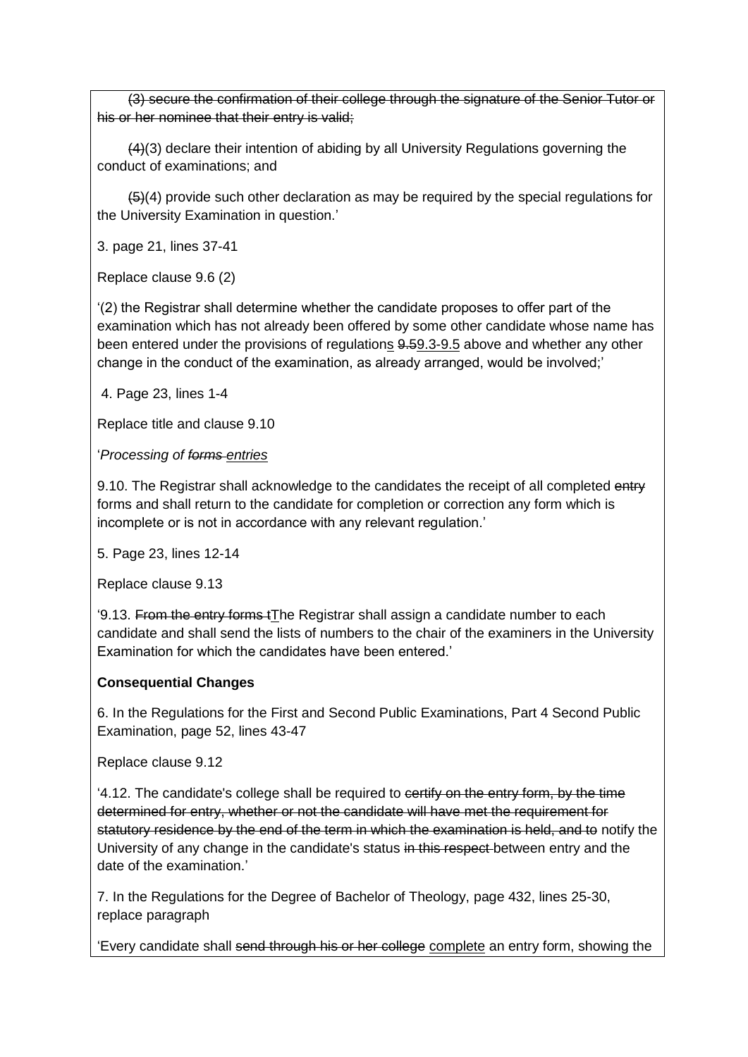~~(3) secure the confirmation of their college through the signature of the Senior Tutor or his or her nominee that their entry is valid;~~

~~(4)~~(3) declare their intention of abiding by all University Regulations governing the conduct of examinations; and

~~(5)~~(4) provide such other declaration as may be required by the special regulations for the University Examination in question.'

3. page 21, lines 37-41

Replace clause 9.6 (2)

'(2) the Registrar shall determine whether the candidate proposes to offer part of the examination which has not already been offered by some other candidate whose name has been entered under the provisions of regulation<u>s</u> ~~9.5~~<u>9.3-9.5</u> above and whether any other change in the conduct of the examination, as already arranged, would be involved;'

4. Page 23, lines 1-4

Replace title and clause 9.10

'*Processing of ~~forms~~ <u>entries</u>*

9.10. The Registrar shall acknowledge to the candidates the receipt of all completed ~~entry~~ forms and shall return to the candidate for completion or correction any form which is incomplete or is not in accordance with any relevant regulation.'

5. Page 23, lines 12-14

Replace clause 9.13

'9.13. ~~From the entry forms t~~<u>T</u>he Registrar shall assign a candidate number to each candidate and shall send the lists of numbers to the chair of the examiners in the University Examination for which the candidates have been entered.'

**Consequential Changes**

6. In the Regulations for the First and Second Public Examinations, Part 4 Second Public Examination, page 52, lines 43-47

Replace clause 9.12

'4.12. The candidate's college shall be required to ~~certify on the entry form, by the time determined for entry, whether or not the candidate will have met the requirement for statutory residence by the end of the term in which the examination is held, and to~~ notify the University of any change in the candidate's status ~~in this respect~~ between entry and the date of the examination.'

7. In the Regulations for the Degree of Bachelor of Theology, page 432, lines 25-30, replace paragraph

'Every candidate shall ~~send through his or her college~~ <u>complete</u> an entry form, showing the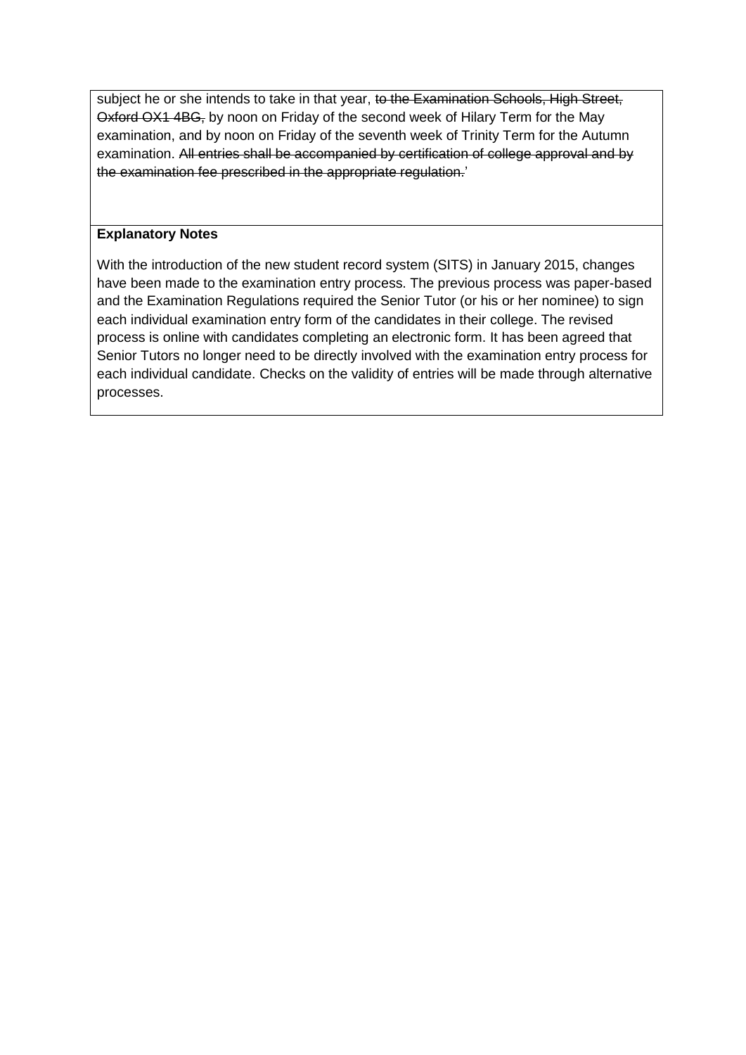subject he or she intends to take in that year, ~~to the Examination Schools, High Street, Oxford OX1 4BG,~~ by noon on Friday of the second week of Hilary Term for the May examination, and by noon on Friday of the seventh week of Trinity Term for the Autumn examination. ~~All entries shall be accompanied by certification of college approval and by the examination fee prescribed in the appropriate regulation.~~'

**Explanatory Notes**

With the introduction of the new student record system (SITS) in January 2015, changes have been made to the examination entry process. The previous process was paper-based and the Examination Regulations required the Senior Tutor (or his or her nominee) to sign each individual examination entry form of the candidates in their college. The revised process is online with candidates completing an electronic form. It has been agreed that Senior Tutors no longer need to be directly involved with the examination entry process for each individual candidate. Checks on the validity of entries will be made through alternative processes.